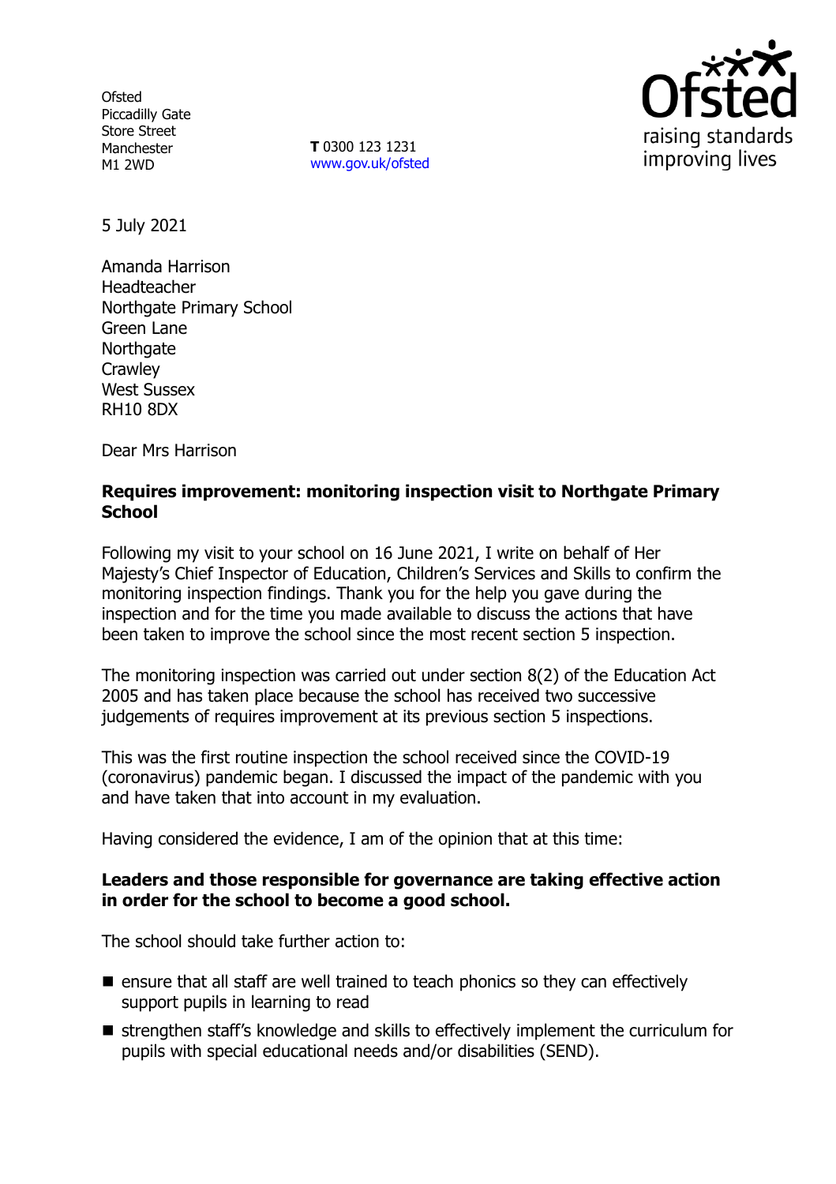Ofsted
Piccadilly Gate
Store Street
Manchester
M1 2WD

**T** 0300 123 1231
www.gov.uk/ofsted

5 July 2021

Amanda Harrison
Headteacher
Northgate Primary School
Green Lane
Northgate
Crawley
West Sussex
RH10 8DX

Dear Mrs Harrison

**Requires improvement: monitoring inspection visit to Northgate Primary School**

Following my visit to your school on 16 June 2021, I write on behalf of Her Majesty's Chief Inspector of Education, Children's Services and Skills to confirm the monitoring inspection findings. Thank you for the help you gave during the inspection and for the time you made available to discuss the actions that have been taken to improve the school since the most recent section 5 inspection.

The monitoring inspection was carried out under section 8(2) of the Education Act 2005 and has taken place because the school has received two successive judgements of requires improvement at its previous section 5 inspections.

This was the first routine inspection the school received since the COVID-19 (coronavirus) pandemic began. I discussed the impact of the pandemic with you and have taken that into account in my evaluation.

Having considered the evidence, I am of the opinion that at this time:

**Leaders and those responsible for governance are taking effective action in order for the school to become a good school.**

The school should take further action to:

- ensure that all staff are well trained to teach phonics so they can effectively support pupils in learning to read
- strengthen staff's knowledge and skills to effectively implement the curriculum for pupils with special educational needs and/or disabilities (SEND).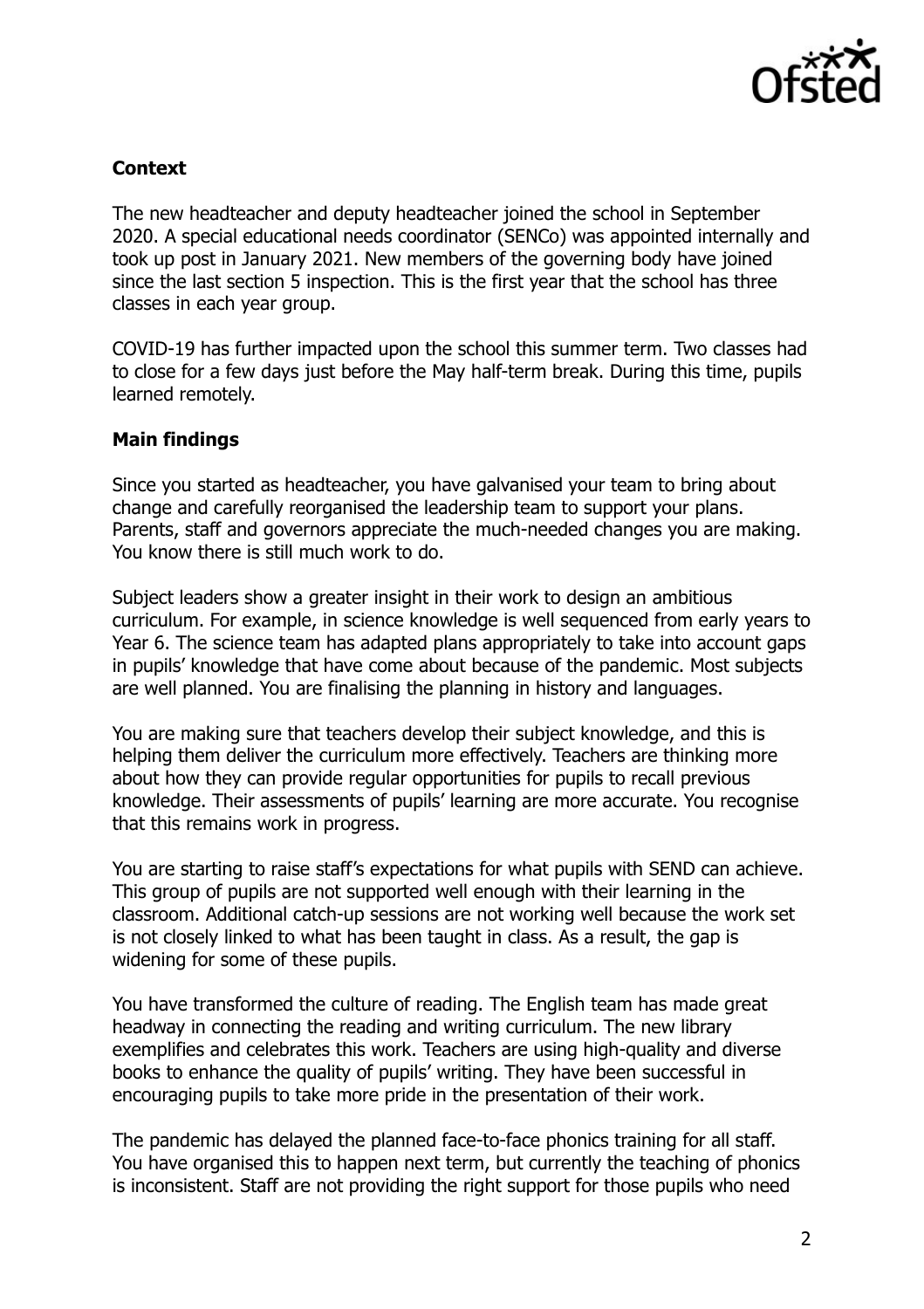**Context**

The new headteacher and deputy headteacher joined the school in September 2020. A special educational needs coordinator (SENCo) was appointed internally and took up post in January 2021. New members of the governing body have joined since the last section 5 inspection. This is the first year that the school has three classes in each year group.

COVID-19 has further impacted upon the school this summer term. Two classes had to close for a few days just before the May half-term break. During this time, pupils learned remotely.

**Main findings**

Since you started as headteacher, you have galvanised your team to bring about change and carefully reorganised the leadership team to support your plans. Parents, staff and governors appreciate the much-needed changes you are making. You know there is still much work to do.

Subject leaders show a greater insight in their work to design an ambitious curriculum. For example, in science knowledge is well sequenced from early years to Year 6. The science team has adapted plans appropriately to take into account gaps in pupils' knowledge that have come about because of the pandemic. Most subjects are well planned. You are finalising the planning in history and languages.

You are making sure that teachers develop their subject knowledge, and this is helping them deliver the curriculum more effectively. Teachers are thinking more about how they can provide regular opportunities for pupils to recall previous knowledge. Their assessments of pupils' learning are more accurate. You recognise that this remains work in progress.

You are starting to raise staff's expectations for what pupils with SEND can achieve. This group of pupils are not supported well enough with their learning in the classroom. Additional catch-up sessions are not working well because the work set is not closely linked to what has been taught in class. As a result, the gap is widening for some of these pupils.

You have transformed the culture of reading. The English team has made great headway in connecting the reading and writing curriculum. The new library exemplifies and celebrates this work. Teachers are using high-quality and diverse books to enhance the quality of pupils' writing. They have been successful in encouraging pupils to take more pride in the presentation of their work.

The pandemic has delayed the planned face-to-face phonics training for all staff. You have organised this to happen next term, but currently the teaching of phonics is inconsistent. Staff are not providing the right support for those pupils who need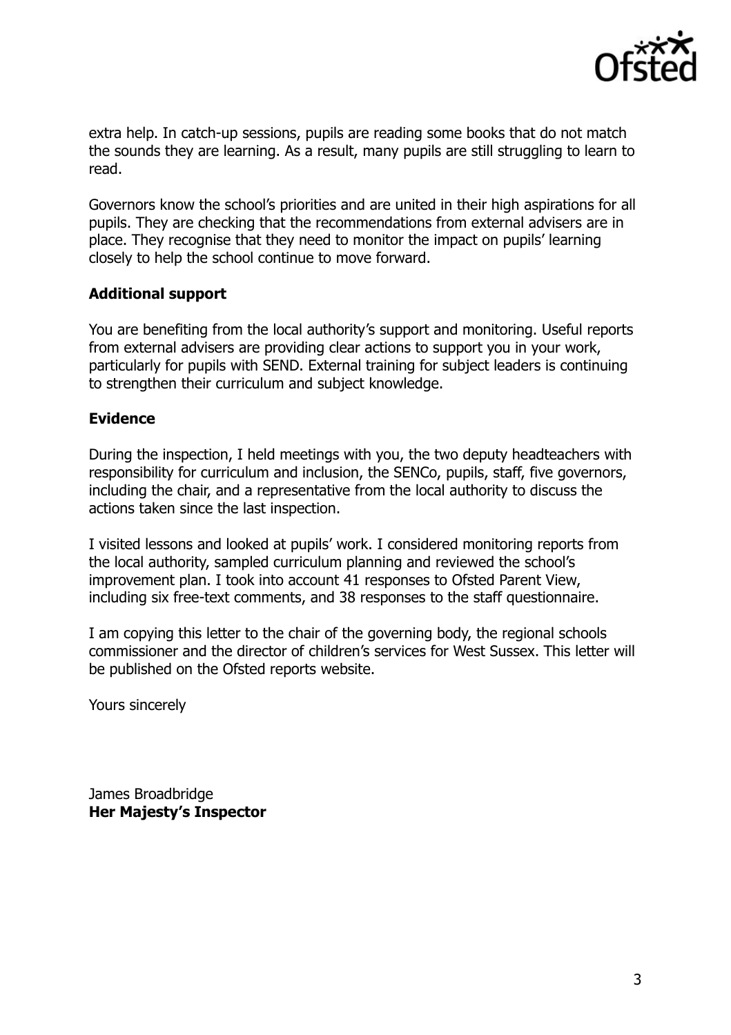extra help. In catch-up sessions, pupils are reading some books that do not match the sounds they are learning. As a result, many pupils are still struggling to learn to read.

Governors know the school's priorities and are united in their high aspirations for all pupils. They are checking that the recommendations from external advisers are in place. They recognise that they need to monitor the impact on pupils' learning closely to help the school continue to move forward.

**Additional support**

You are benefiting from the local authority's support and monitoring. Useful reports from external advisers are providing clear actions to support you in your work, particularly for pupils with SEND. External training for subject leaders is continuing to strengthen their curriculum and subject knowledge.

**Evidence**

During the inspection, I held meetings with you, the two deputy headteachers with responsibility for curriculum and inclusion, the SENCo, pupils, staff, five governors, including the chair, and a representative from the local authority to discuss the actions taken since the last inspection.

I visited lessons and looked at pupils' work. I considered monitoring reports from the local authority, sampled curriculum planning and reviewed the school's improvement plan. I took into account 41 responses to Ofsted Parent View, including six free-text comments, and 38 responses to the staff questionnaire.

I am copying this letter to the chair of the governing body, the regional schools commissioner and the director of children's services for West Sussex. This letter will be published on the Ofsted reports website.

Yours sincerely

James Broadbridge
**Her Majesty's Inspector**